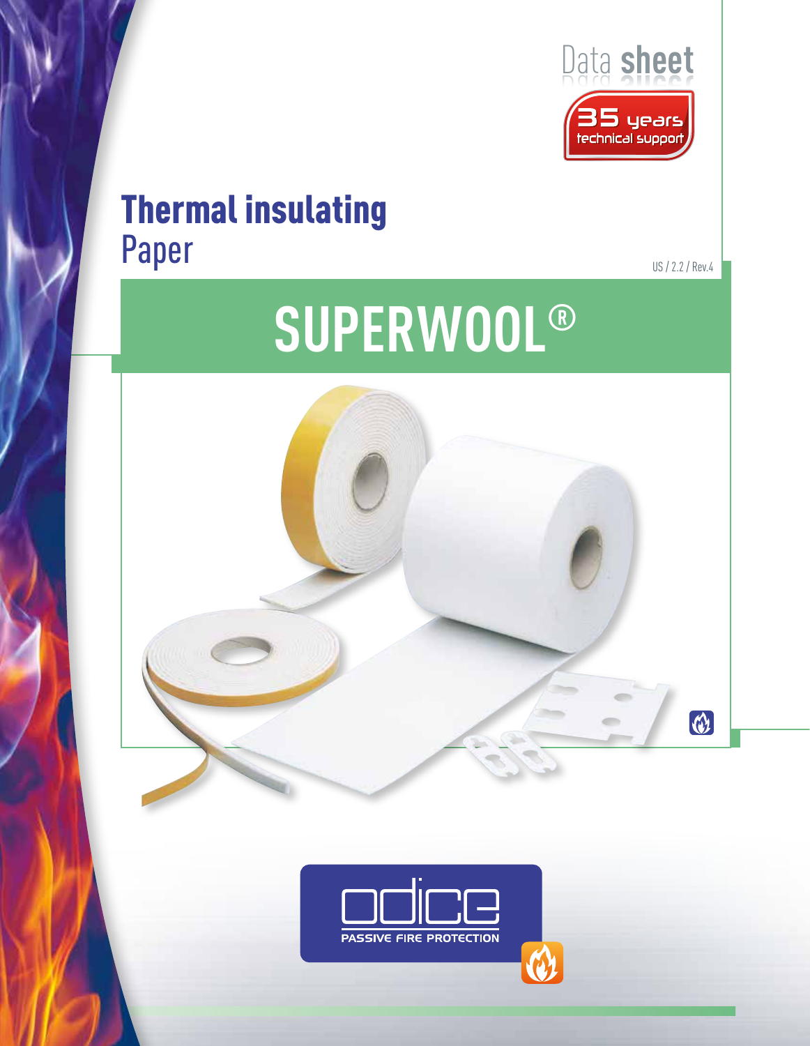Data **sheet**

35 years technical support

# Thermal insulating
## Paper

US / 2.2 / Rev.4

# SUPERWOOL®

odice
PASSIVE FIRE PROTECTION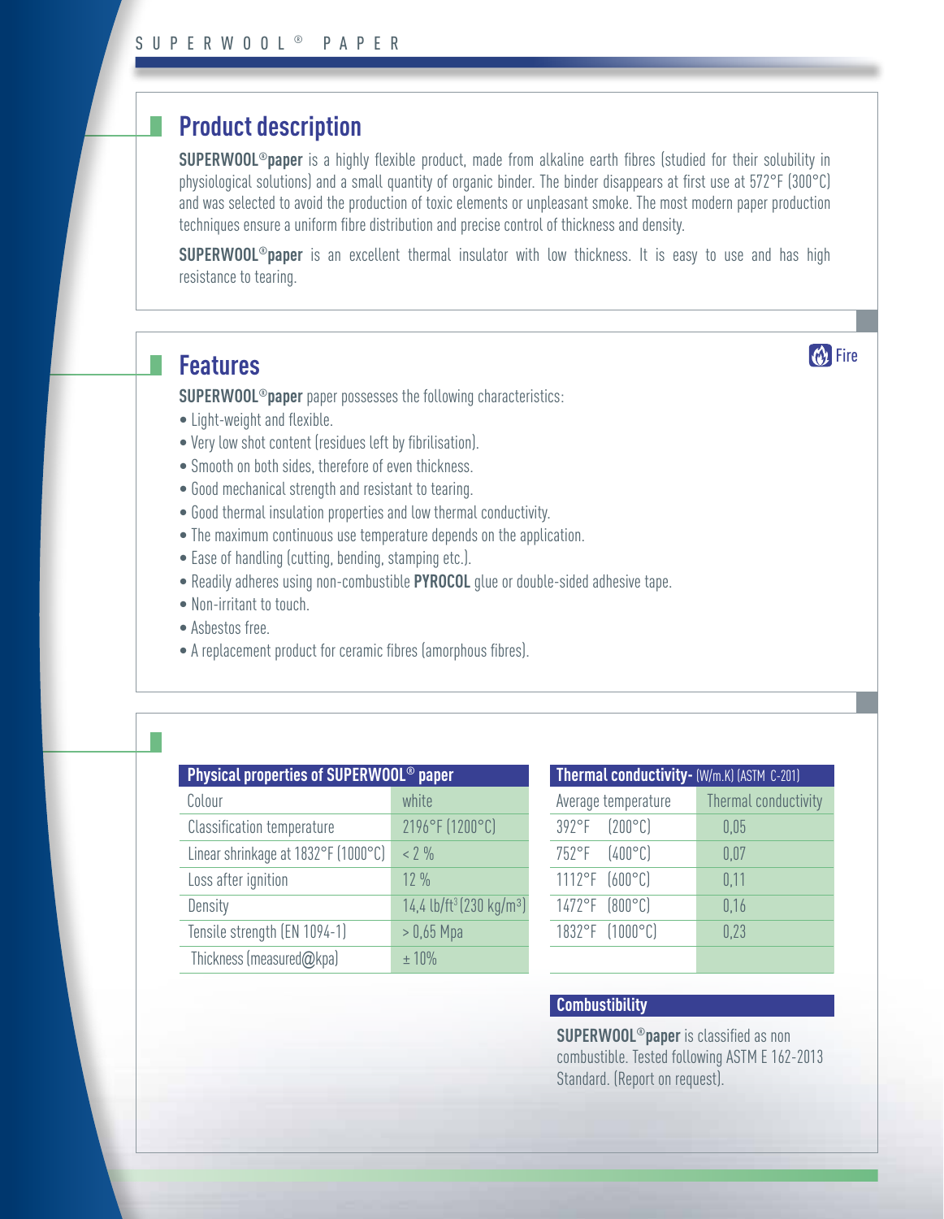## Product description

**SUPERWOOL®paper** is a highly flexible product, made from alkaline earth fibres (studied for their solubility in physiological solutions) and a small quantity of organic binder. The binder disappears at first use at 572°F (300°C) and was selected to avoid the production of toxic elements or unpleasant smoke. The most modern paper production techniques ensure a uniform fibre distribution and precise control of thickness and density.

**SUPERWOOL®paper** is an excellent thermal insulator with low thickness. It is easy to use and has high resistance to tearing.

## Features

Fire

**SUPERWOOL®paper** paper possesses the following characteristics:

- Light-weight and flexible.
- Very low shot content (residues left by fibrilisation).
- Smooth on both sides, therefore of even thickness.
- Good mechanical strength and resistant to tearing.
- Good thermal insulation properties and low thermal conductivity.
- The maximum continuous use temperature depends on the application.
- Ease of handling (cutting, bending, stamping etc.).
- Readily adheres using non-combustible **PYROCOL** glue or double-sided adhesive tape.
- Non-irritant to touch.
- Asbestos free.
- A replacement product for ceramic fibres (amorphous fibres).

| Physical properties of SUPERWOOL® paper | |
|---|---|
| Colour | white |
| Classification temperature | 2196°F (1200°C) |
| Linear shrinkage at 1832°F (1000°C) | < 2 % |
| Loss after ignition | 12 % |
| Density | 14,4 lb/ft³ (230 kg/m³) |
| Tensile strength (EN 1094-1) | > 0,65 Mpa |
| Thickness (measured@kpa) | ± 10% |

| Thermal conductivity- (W/m.K) (ASTM C-201) | |
|---|---|
| Average temperature | Thermal conductivity |
| 392°F (200°C) | 0,05 |
| 752°F (400°C) | 0,07 |
| 1112°F (600°C) | 0,11 |
| 1472°F (800°C) | 0,16 |
| 1832°F (1000°C) | 0,23 |

### Combustibility

**SUPERWOOL®paper** is classified as non combustible. Tested following ASTM E 162-2013 Standard. (Report on request).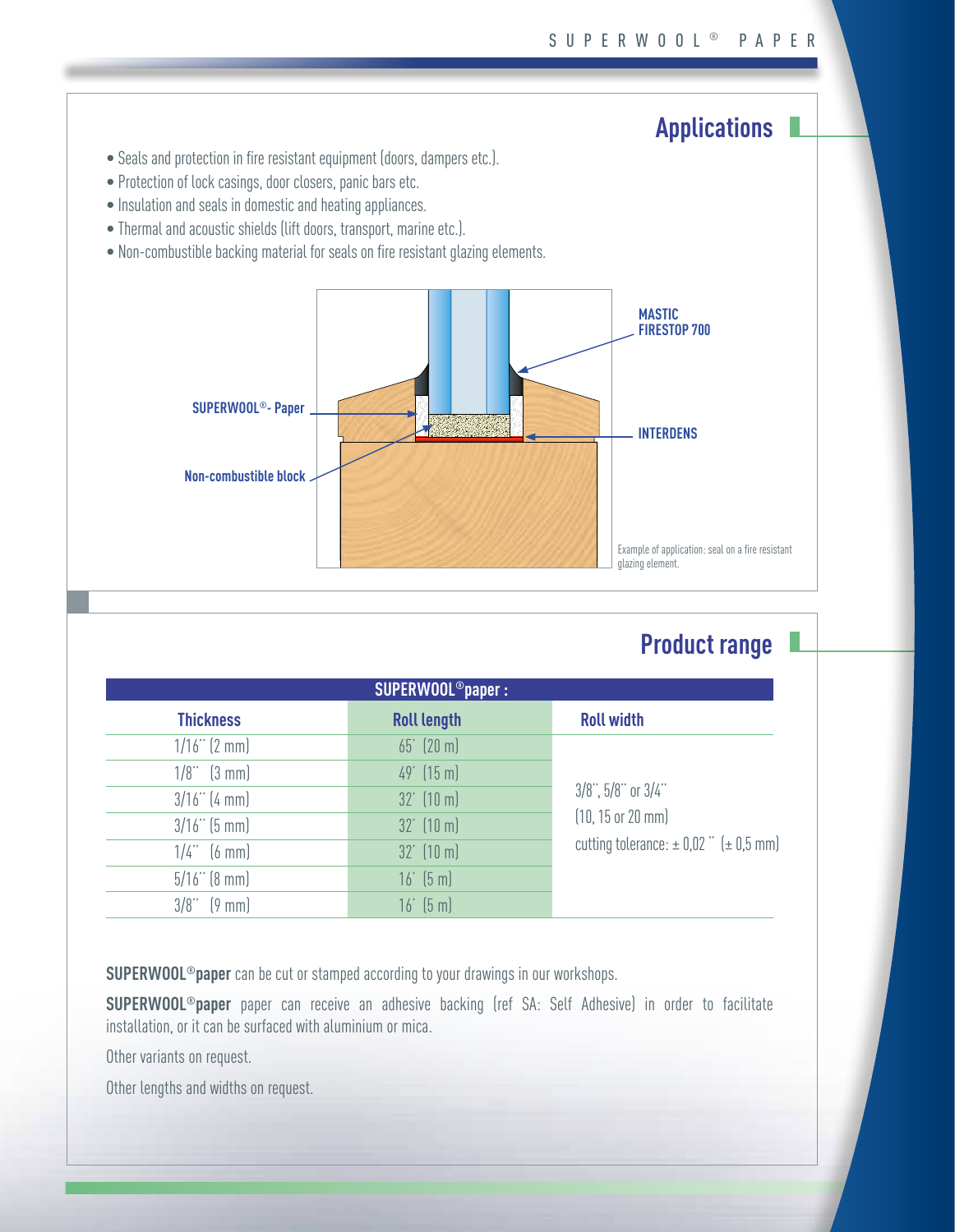## Applications

- Seals and protection in fire resistant equipment (doors, dampers etc.).
- Protection of lock casings, door closers, panic bars etc.
- Insulation and seals in domestic and heating appliances.
- Thermal and acoustic shields (lift doors, transport, marine etc.).
- Non-combustible backing material for seals on fire resistant glazing elements.

MASTIC FIRESTOP 700

SUPERWOOL®- Paper

INTERDENS

Non-combustible block

Example of application: seal on a fire resistant glazing element.

## Product range

| SUPERWOOL®paper : | | |
|---|---|---|
| **Thickness** | **Roll length** | **Roll width** |
| 1/16'' (2 mm) | 65' (20 m) | 3/8'', 5/8'' or 3/4'' (10, 15 or 20 mm) cutting tolerance: ± 0,02 '' (± 0,5 mm) |
| 1/8'' (3 mm) | 49' (15 m) | |
| 3/16'' (4 mm) | 32' (10 m) | |
| 3/16'' (5 mm) | 32' (10 m) | |
| 1/4'' (6 mm) | 32' (10 m) | |
| 5/16'' (8 mm) | 16' (5 m) | |
| 3/8'' (9 mm) | 16' (5 m) | |

**SUPERWOOL®paper** can be cut or stamped according to your drawings in our workshops.

**SUPERWOOL®paper** paper can receive an adhesive backing (ref SA: Self Adhesive) in order to facilitate installation, or it can be surfaced with aluminium or mica.

Other variants on request.

Other lengths and widths on request.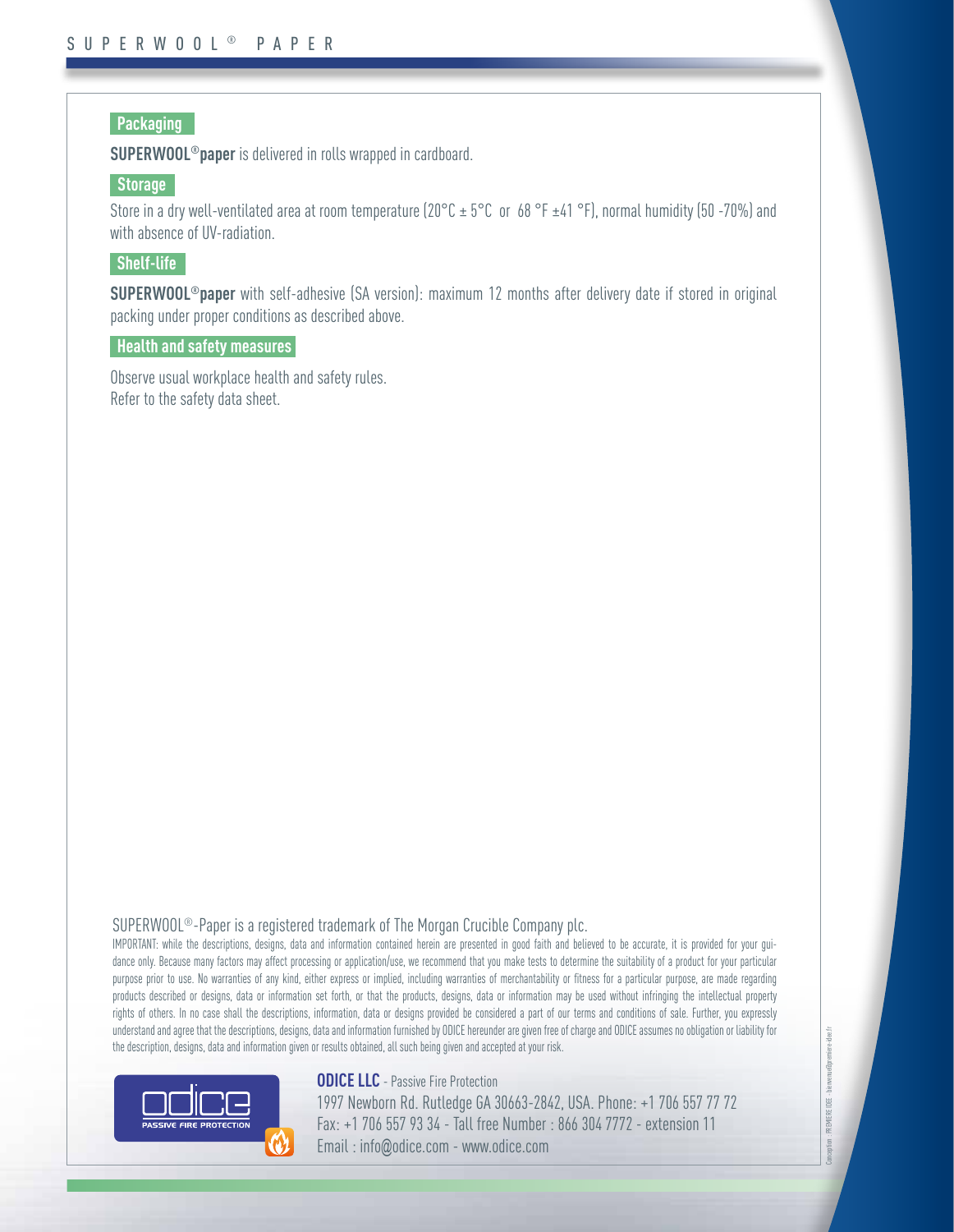## Packaging

**SUPERWOOL®paper** is delivered in rolls wrapped in cardboard.

## Storage

Store in a dry well-ventilated area at room temperature (20°C ± 5°C or 68 °F ±41 °F), normal humidity (50 -70%) and with absence of UV-radiation.

## Shelf-life

**SUPERWOOL®paper** with self-adhesive (SA version): maximum 12 months after delivery date if stored in original packing under proper conditions as described above.

## Health and safety measures

Observe usual workplace health and safety rules.
Refer to the safety data sheet.

SUPERWOOL®-Paper is a registered trademark of The Morgan Crucible Company plc.

IMPORTANT: while the descriptions, designs, data and information contained herein are presented in good faith and believed to be accurate, it is provided for your guidance only. Because many factors may affect processing or application/use, we recommend that you make tests to determine the suitability of a product for your particular purpose prior to use. No warranties of any kind, either express or implied, including warranties of merchantability or fitness for a particular purpose, are made regarding products described or designs, data or information set forth, or that the products, designs, data or information may be used without infringing the intellectual property rights of others. In no case shall the descriptions, information, data or designs provided be considered a part of our terms and conditions of sale. Further, you expressly understand and agree that the descriptions, designs, data and information furnished by ODICE hereunder are given free of charge and ODICE assumes no obligation or liability for the description, designs, data and information given or results obtained, all such being given and accepted at your risk.

odice PASSIVE FIRE PROTECTION

**ODICE LLC** - Passive Fire Protection
1997 Newborn Rd. Rutledge GA 30663-2842, USA. Phone: +1 706 557 77 72
Fax: +1 706 557 93 34 - Tall free Number : 866 304 7772 - extension 11
Email : info@odice.com - www.odice.com